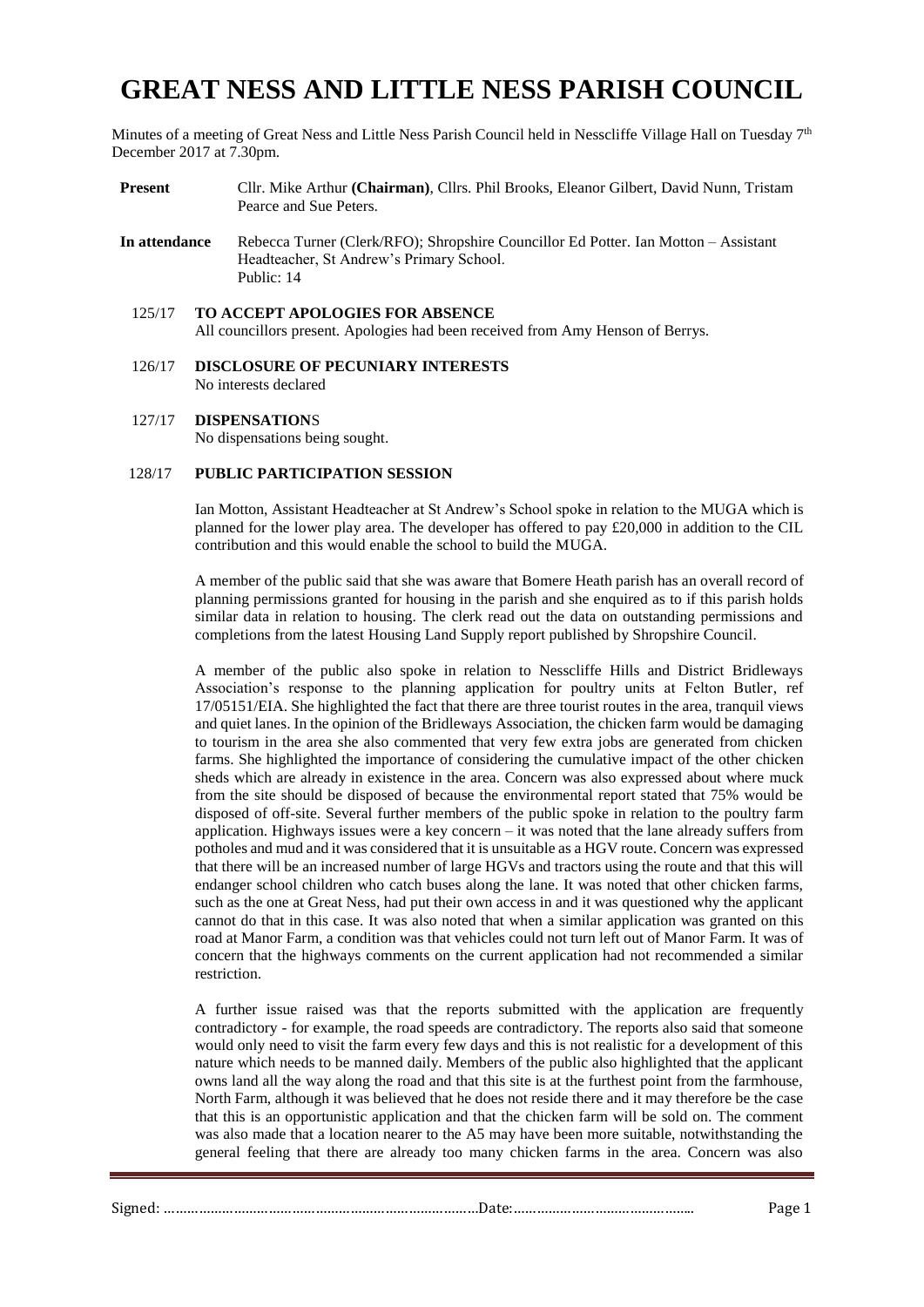# GREAT NESS AND LITTLE NESS PARISH COUNCIL

Minutes of a meeting of Great Ness and Little Ness Parish Council held in Nesscliffe Village Hall on Tuesday 7th December 2017 at 7.30pm.

**Present** Cllr. Mike Arthur **(Chairman)**, Cllrs. Phil Brooks, Eleanor Gilbert, David Nunn, Tristam Pearce and Sue Peters.

**In attendance** Rebecca Turner (Clerk/RFO); Shropshire Councillor Ed Potter. Ian Motton – Assistant Headteacher, St Andrew's Primary School.
Public: 14

125/17 **TO ACCEPT APOLOGIES FOR ABSENCE**
All councillors present. Apologies had been received from Amy Henson of Berrys.

126/17 **DISCLOSURE OF PECUNIARY INTERESTS**
No interests declared

127/17 **DISPENSATIONS**
No dispensations being sought.

128/17 **PUBLIC PARTICIPATION SESSION**

Ian Motton, Assistant Headteacher at St Andrew's School spoke in relation to the MUGA which is planned for the lower play area. The developer has offered to pay £20,000 in addition to the CIL contribution and this would enable the school to build the MUGA.

A member of the public said that she was aware that Bomere Heath parish has an overall record of planning permissions granted for housing in the parish and she enquired as to if this parish holds similar data in relation to housing. The clerk read out the data on outstanding permissions and completions from the latest Housing Land Supply report published by Shropshire Council.

A member of the public also spoke in relation to Nesscliffe Hills and District Bridleways Association's response to the planning application for poultry units at Felton Butler, ref 17/05151/EIA. She highlighted the fact that there are three tourist routes in the area, tranquil views and quiet lanes. In the opinion of the Bridleways Association, the chicken farm would be damaging to tourism in the area she also commented that very few extra jobs are generated from chicken farms. She highlighted the importance of considering the cumulative impact of the other chicken sheds which are already in existence in the area. Concern was also expressed about where muck from the site should be disposed of because the environmental report stated that 75% would be disposed of off-site. Several further members of the public spoke in relation to the poultry farm application. Highways issues were a key concern – it was noted that the lane already suffers from potholes and mud and it was considered that it is unsuitable as a HGV route. Concern was expressed that there will be an increased number of large HGVs and tractors using the route and that this will endanger school children who catch buses along the lane. It was noted that other chicken farms, such as the one at Great Ness, had put their own access in and it was questioned why the applicant cannot do that in this case. It was also noted that when a similar application was granted on this road at Manor Farm, a condition was that vehicles could not turn left out of Manor Farm. It was of concern that the highways comments on the current application had not recommended a similar restriction.

A further issue raised was that the reports submitted with the application are frequently contradictory - for example, the road speeds are contradictory. The reports also said that someone would only need to visit the farm every few days and this is not realistic for a development of this nature which needs to be manned daily. Members of the public also highlighted that the applicant owns land all the way along the road and that this site is at the furthest point from the farmhouse, North Farm, although it was believed that he does not reside there and it may therefore be the case that this is an opportunistic application and that the chicken farm will be sold on. The comment was also made that a location nearer to the A5 may have been more suitable, notwithstanding the general feeling that there are already too many chicken farms in the area. Concern was also

Signed: ……………………………………………………………………Date:……………………………………..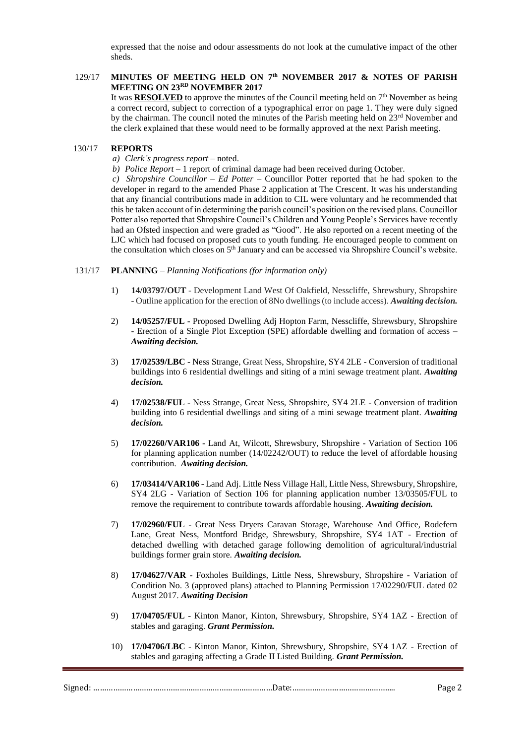expressed that the noise and odour assessments do not look at the cumulative impact of the other sheds.

**129/17 MINUTES OF MEETING HELD ON 7th NOVEMBER 2017 & NOTES OF PARISH MEETING ON 23RD NOVEMBER 2017**

It was **RESOLVED** to approve the minutes of the Council meeting held on 7th November as being a correct record, subject to correction of a typographical error on page 1. They were duly signed by the chairman. The council noted the minutes of the Parish meeting held on 23rd November and the clerk explained that these would need to be formally approved at the next Parish meeting.

**130/17 REPORTS**

*a) Clerk's progress report* – noted.

*b) Police Report* – 1 report of criminal damage had been received during October.

*c) Shropshire Councillor – Ed Potter* – Councillor Potter reported that he had spoken to the developer in regard to the amended Phase 2 application at The Crescent. It was his understanding that any financial contributions made in addition to CIL were voluntary and he recommended that this be taken account of in determining the parish council's position on the revised plans. Councillor Potter also reported that Shropshire Council's Children and Young People's Services have recently had an Ofsted inspection and were graded as "Good". He also reported on a recent meeting of the LJC which had focused on proposed cuts to youth funding. He encouraged people to comment on the consultation which closes on 5th January and can be accessed via Shropshire Council's website.

**131/17 PLANNING** – *Planning Notifications (for information only)*

1) **14/03797/OUT** - Development Land West Of Oakfield, Nesscliffe, Shrewsbury, Shropshire - Outline application for the erection of 8No dwellings (to include access). ***Awaiting decision.***

2) **14/05257/FUL** - Proposed Dwelling Adj Hopton Farm, Nesscliffe, Shrewsbury, Shropshire - Erection of a Single Plot Exception (SPE) affordable dwelling and formation of access – ***Awaiting decision.***

3) **17/02539/LBC** - Ness Strange, Great Ness, Shropshire, SY4 2LE - Conversion of traditional buildings into 6 residential dwellings and siting of a mini sewage treatment plant. ***Awaiting decision.***

4) **17/02538/FUL** - Ness Strange, Great Ness, Shropshire, SY4 2LE - Conversion of tradition building into 6 residential dwellings and siting of a mini sewage treatment plant. ***Awaiting decision.***

5) **17/02260/VAR106** - Land At, Wilcott, Shrewsbury, Shropshire - Variation of Section 106 for planning application number (14/02242/OUT) to reduce the level of affordable housing contribution. ***Awaiting decision.***

6) **17/03414/VAR106** - Land Adj. Little Ness Village Hall, Little Ness, Shrewsbury, Shropshire, SY4 2LG - Variation of Section 106 for planning application number 13/03505/FUL to remove the requirement to contribute towards affordable housing. ***Awaiting decision.***

7) **17/02960/FUL** - Great Ness Dryers Caravan Storage, Warehouse And Office, Rodefern Lane, Great Ness, Montford Bridge, Shrewsbury, Shropshire, SY4 1AT - Erection of detached dwelling with detached garage following demolition of agricultural/industrial buildings former grain store. ***Awaiting decision.***

8) **17/04627/VAR** - Foxholes Buildings, Little Ness, Shrewsbury, Shropshire - Variation of Condition No. 3 (approved plans) attached to Planning Permission 17/02290/FUL dated 02 August 2017. ***Awaiting Decision***

9) **17/04705/FUL** - Kinton Manor, Kinton, Shrewsbury, Shropshire, SY4 1AZ - Erection of stables and garaging. ***Grant Permission.***

10) **17/04706/LBC** - Kinton Manor, Kinton, Shrewsbury, Shropshire, SY4 1AZ - Erection of stables and garaging affecting a Grade II Listed Building. ***Grant Permission.***

Signed: ………………………………………………………………………Date:…………………………………….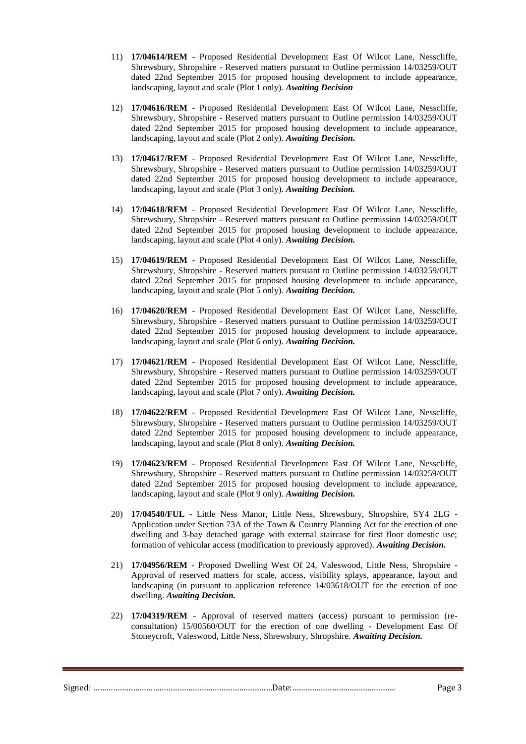11) **17/04614/REM** - Proposed Residential Development East Of Wilcot Lane, Nesscliffe, Shrewsbury, Shropshire - Reserved matters pursuant to Outline permission 14/03259/OUT dated 22nd September 2015 for proposed housing development to include appearance, landscaping, layout and scale (Plot 1 only). ***Awaiting Decision***

12) **17/04616/REM** - Proposed Residential Development East Of Wilcot Lane, Nesscliffe, Shrewsbury, Shropshire - Reserved matters pursuant to Outline permission 14/03259/OUT dated 22nd September 2015 for proposed housing development to include appearance, landscaping, layout and scale (Plot 2 only). ***Awaiting Decision.***

13) **17/04617/REM** - Proposed Residential Development East Of Wilcot Lane, Nesscliffe, Shrewsbury, Shropshire - Reserved matters pursuant to Outline permission 14/03259/OUT dated 22nd September 2015 for proposed housing development to include appearance, landscaping, layout and scale (Plot 3 only). ***Awaiting Decision.***

14) **17/04618/REM** - Proposed Residential Development East Of Wilcot Lane, Nesscliffe, Shrewsbury, Shropshire - Reserved matters pursuant to Outline permission 14/03259/OUT dated 22nd September 2015 for proposed housing development to include appearance, landscaping, layout and scale (Plot 4 only). ***Awaiting Decision.***

15) **17/04619/REM** - Proposed Residential Development East Of Wilcot Lane, Nesscliffe, Shrewsbury, Shropshire - Reserved matters pursuant to Outline permission 14/03259/OUT dated 22nd September 2015 for proposed housing development to include appearance, landscaping, layout and scale (Plot 5 only). ***Awaiting Decision.***

16) **17/04620/REM** - Proposed Residential Development East Of Wilcot Lane, Nesscliffe, Shrewsbury, Shropshire - Reserved matters pursuant to Outline permission 14/03259/OUT dated 22nd September 2015 for proposed housing development to include appearance, landscaping, layout and scale (Plot 6 only). ***Awaiting Decision.***

17) **17/04621/REM** - Proposed Residential Development East Of Wilcot Lane, Nesscliffe, Shrewsbury, Shropshire - Reserved matters pursuant to Outline permission 14/03259/OUT dated 22nd September 2015 for proposed housing development to include appearance, landscaping, layout and scale (Plot 7 only). ***Awaiting Decision.***

18) **17/04622/REM** - Proposed Residential Development East Of Wilcot Lane, Nesscliffe, Shrewsbury, Shropshire - Reserved matters pursuant to Outline permission 14/03259/OUT dated 22nd September 2015 for proposed housing development to include appearance, landscaping, layout and scale (Plot 8 only). ***Awaiting Decision.***

19) **17/04623/REM** - Proposed Residential Development East Of Wilcot Lane, Nesscliffe, Shrewsbury, Shropshire - Reserved matters pursuant to Outline permission 14/03259/OUT dated 22nd September 2015 for proposed housing development to include appearance, landscaping, layout and scale (Plot 9 only). ***Awaiting Decision.***

20) **17/04540/FUL** - Little Ness Manor, Little Ness, Shrewsbury, Shropshire, SY4 2LG - Application under Section 73A of the Town & Country Planning Act for the erection of one dwelling and 3-bay detached garage with external staircase for first floor domestic use; formation of vehicular access (modification to previously approved). ***Awaiting Decision.***

21) **17/04956/REM** - Proposed Dwelling West Of 24, Valeswood, Little Ness, Shropshire - Approval of reserved matters for scale, access, visibility splays, appearance, layout and landscaping (in pursuant to application reference 14/03618/OUT for the erection of one dwelling. ***Awaiting Decision.***

22) **17/04319/REM** - Approval of reserved matters (access) pursuant to permission (re-consultation) 15/00560/OUT for the erection of one dwelling - Development East Of Stoneycroft, Valeswood, Little Ness, Shrewsbury, Shropshire. ***Awaiting Decision.***

Signed: ……………………………………………………………………Date:………………………………………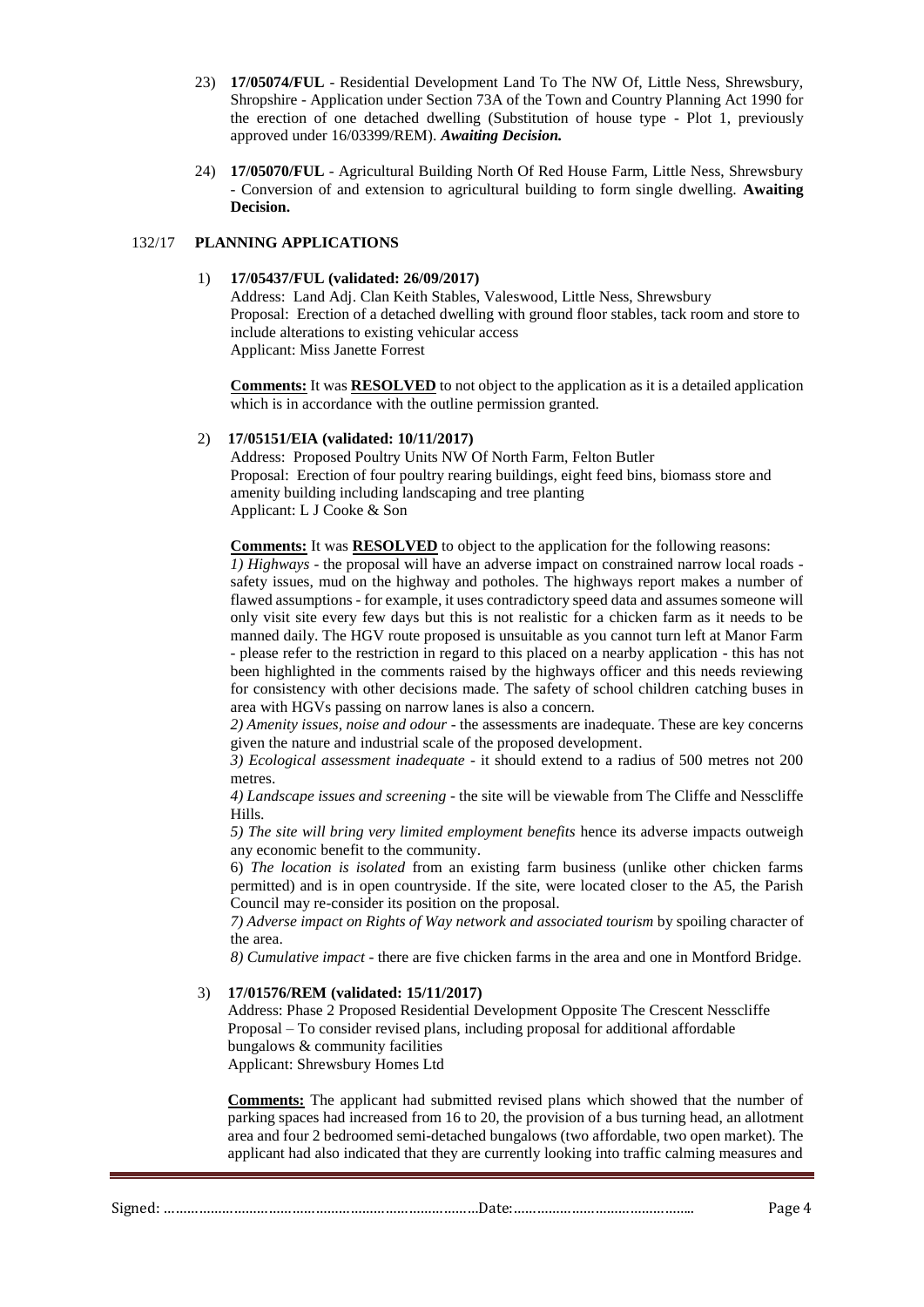23) **17/05074/FUL** - Residential Development Land To The NW Of, Little Ness, Shrewsbury, Shropshire - Application under Section 73A of the Town and Country Planning Act 1990 for the erection of one detached dwelling (Substitution of house type - Plot 1, previously approved under 16/03399/REM). ***Awaiting Decision.***

24) **17/05070/FUL** - Agricultural Building North Of Red House Farm, Little Ness, Shrewsbury - Conversion of and extension to agricultural building to form single dwelling. **Awaiting Decision.**

## 132/17 PLANNING APPLICATIONS

1) **17/05437/FUL (validated: 26/09/2017)**
Address: Land Adj. Clan Keith Stables, Valeswood, Little Ness, Shrewsbury
Proposal: Erection of a detached dwelling with ground floor stables, tack room and store to include alterations to existing vehicular access
Applicant: Miss Janette Forrest

**Comments:** It was **RESOLVED** to not object to the application as it is a detailed application which is in accordance with the outline permission granted.

2) **17/05151/EIA (validated: 10/11/2017)**
Address: Proposed Poultry Units NW Of North Farm, Felton Butler
Proposal: Erection of four poultry rearing buildings, eight feed bins, biomass store and amenity building including landscaping and tree planting
Applicant: L J Cooke & Son

**Comments:** It was **RESOLVED** to object to the application for the following reasons:
*1) Highways* - the proposal will have an adverse impact on constrained narrow local roads - safety issues, mud on the highway and potholes. The highways report makes a number of flawed assumptions - for example, it uses contradictory speed data and assumes someone will only visit site every few days but this is not realistic for a chicken farm as it needs to be manned daily. The HGV route proposed is unsuitable as you cannot turn left at Manor Farm - please refer to the restriction in regard to this placed on a nearby application - this has not been highlighted in the comments raised by the highways officer and this needs reviewing for consistency with other decisions made. The safety of school children catching buses in area with HGVs passing on narrow lanes is also a concern.
*2) Amenity issues, noise and odour* - the assessments are inadequate. These are key concerns given the nature and industrial scale of the proposed development.
*3) Ecological assessment inadequate* - it should extend to a radius of 500 metres not 200 metres.
*4) Landscape issues and screening* - the site will be viewable from The Cliffe and Nesscliffe Hills.
*5) The site will bring very limited employment benefits* hence its adverse impacts outweigh any economic benefit to the community.
6) *The location is isolated* from an existing farm business (unlike other chicken farms permitted) and is in open countryside. If the site, were located closer to the A5, the Parish Council may re-consider its position on the proposal.
*7) Adverse impact on Rights of Way network and associated tourism* by spoiling character of the area.
*8) Cumulative impact* - there are five chicken farms in the area and one in Montford Bridge.

3) **17/01576/REM (validated: 15/11/2017)**
Address: Phase 2 Proposed Residential Development Opposite The Crescent Nesscliffe
Proposal – To consider revised plans, including proposal for additional affordable bungalows & community facilities
Applicant: Shrewsbury Homes Ltd

**Comments:** The applicant had submitted revised plans which showed that the number of parking spaces had increased from 16 to 20, the provision of a bus turning head, an allotment area and four 2 bedroomed semi-detached bungalows (two affordable, two open market). The applicant had also indicated that they are currently looking into traffic calming measures and

Signed: ……………………………………………………………………Date:………………………………………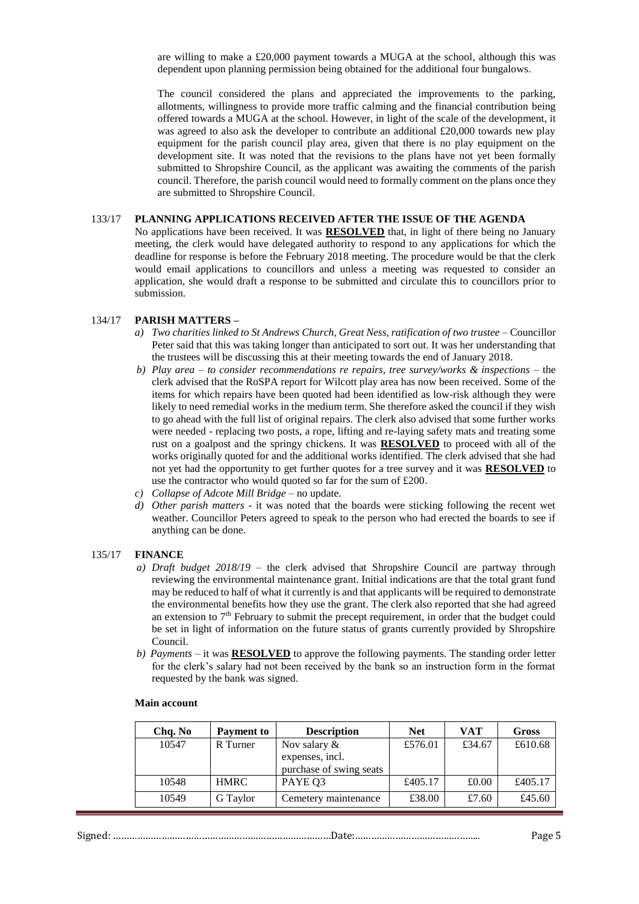are willing to make a £20,000 payment towards a MUGA at the school, although this was dependent upon planning permission being obtained for the additional four bungalows.

The council considered the plans and appreciated the improvements to the parking, allotments, willingness to provide more traffic calming and the financial contribution being offered towards a MUGA at the school. However, in light of the scale of the development, it was agreed to also ask the developer to contribute an additional £20,000 towards new play equipment for the parish council play area, given that there is no play equipment on the development site. It was noted that the revisions to the plans have not yet been formally submitted to Shropshire Council, as the applicant was awaiting the comments of the parish council. Therefore, the parish council would need to formally comment on the plans once they are submitted to Shropshire Council.

133/17 **PLANNING APPLICATIONS RECEIVED AFTER THE ISSUE OF THE AGENDA**

No applications have been received. It was **RESOLVED** that, in light of there being no January meeting, the clerk would have delegated authority to respond to any applications for which the deadline for response is before the February 2018 meeting. The procedure would be that the clerk would email applications to councillors and unless a meeting was requested to consider an application, she would draft a response to be submitted and circulate this to councillors prior to submission.

134/17 **PARISH MATTERS –**

a) *Two charities linked to St Andrews Church, Great Ness, ratification of two trustee* – Councillor Peter said that this was taking longer than anticipated to sort out. It was her understanding that the trustees will be discussing this at their meeting towards the end of January 2018.

b) *Play area – to consider recommendations re repairs, tree survey/works & inspections* – the clerk advised that the RoSPA report for Wilcott play area has now been received. Some of the items for which repairs have been quoted had been identified as low-risk although they were likely to need remedial works in the medium term. She therefore asked the council if they wish to go ahead with the full list of original repairs. The clerk also advised that some further works were needed - replacing two posts, a rope, lifting and re-laying safety mats and treating some rust on a goalpost and the springy chickens. It was **RESOLVED** to proceed with all of the works originally quoted for and the additional works identified. The clerk advised that she had not yet had the opportunity to get further quotes for a tree survey and it was **RESOLVED** to use the contractor who would quoted so far for the sum of £200.

c) *Collapse of Adcote Mill Bridge* – no update.

d) *Other parish matters* - it was noted that the boards were sticking following the recent wet weather. Councillor Peters agreed to speak to the person who had erected the boards to see if anything can be done.

135/17 **FINANCE**

a) *Draft budget 2018/19* – the clerk advised that Shropshire Council are partway through reviewing the environmental maintenance grant. Initial indications are that the total grant fund may be reduced to half of what it currently is and that applicants will be required to demonstrate the environmental benefits how they use the grant. The clerk also reported that she had agreed an extension to 7th February to submit the precept requirement, in order that the budget could be set in light of information on the future status of grants currently provided by Shropshire Council.

b) *Payments* – it was **RESOLVED** to approve the following payments. The standing order letter for the clerk's salary had not been received by the bank so an instruction form in the format requested by the bank was signed.

**Main account**

| Chq. No | Payment to | Description | Net | VAT | Gross |
|---|---|---|---|---|---|
| 10547 | R Turner | Nov salary & expenses, incl. purchase of swing seats | £576.01 | £34.67 | £610.68 |
| 10548 | HMRC | PAYE Q3 | £405.17 | £0.00 | £405.17 |
| 10549 | G Taylor | Cemetery maintenance | £38.00 | £7.60 | £45.60 |

Signed: ……………………………………………………………………Date:……………………………………..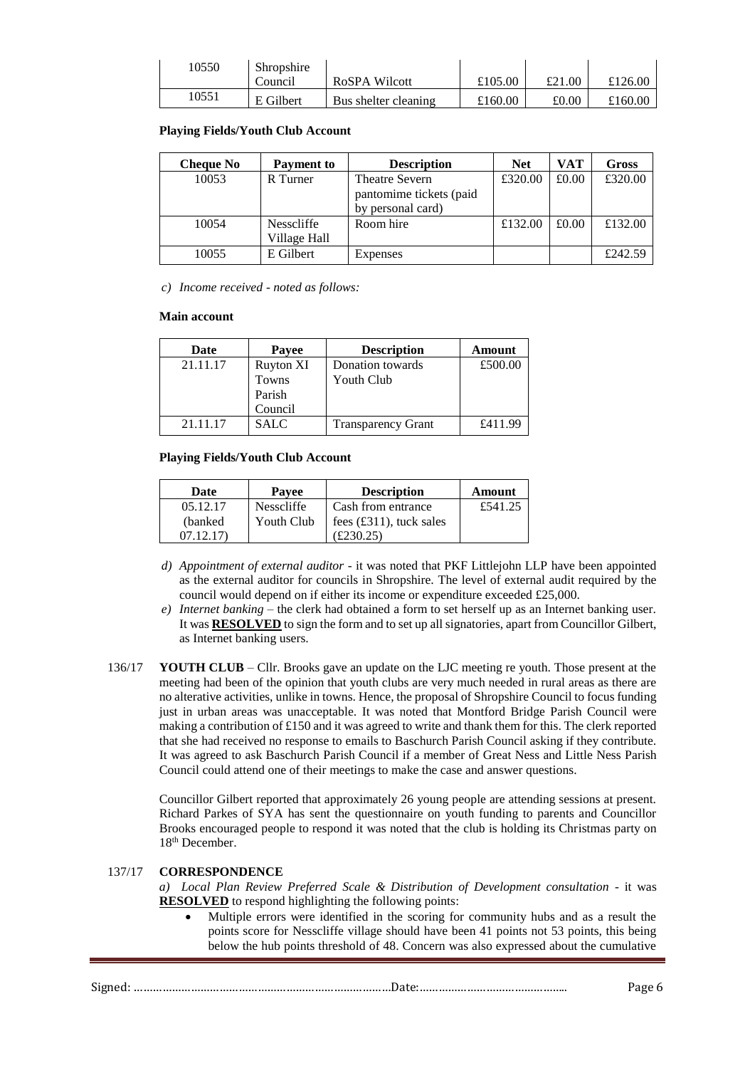| | | | | | |
|---|---|---|---|---|---|
| 10550 | Shropshire Council | RoSPA Wilcott | £105.00 | £21.00 | £126.00 |
| 10551 | E Gilbert | Bus shelter cleaning | £160.00 | £0.00 | £160.00 |

**Playing Fields/Youth Club Account**

| Cheque No | Payment to | Description | Net | VAT | Gross |
|---|---|---|---|---|---|
| 10053 | R Turner | Theatre Severn pantomime tickets (paid by personal card) | £320.00 | £0.00 | £320.00 |
| 10054 | Nesscliffe Village Hall | Room hire | £132.00 | £0.00 | £132.00 |
| 10055 | E Gilbert | Expenses | | | £242.59 |

*c) Income received - noted as follows:*

**Main account**

| Date | Payee | Description | Amount |
|---|---|---|---|
| 21.11.17 | Ruyton XI Towns Parish Council | Donation towards Youth Club | £500.00 |
| 21.11.17 | SALC | Transparency Grant | £411.99 |

**Playing Fields/Youth Club Account**

| Date | Payee | Description | Amount |
|---|---|---|---|
| 05.12.17 (banked 07.12.17) | Nesscliffe Youth Club | Cash from entrance fees (£311), tuck sales (£230.25) | £541.25 |

*d) Appointment of external auditor* - it was noted that PKF Littlejohn LLP have been appointed as the external auditor for councils in Shropshire. The level of external audit required by the council would depend on if either its income or expenditure exceeded £25,000.

*e) Internet banking* – the clerk had obtained a form to set herself up as an Internet banking user. It was **RESOLVED** to sign the form and to set up all signatories, apart from Councillor Gilbert, as Internet banking users.

136/17 **YOUTH CLUB** – Cllr. Brooks gave an update on the LJC meeting re youth. Those present at the meeting had been of the opinion that youth clubs are very much needed in rural areas as there are no alterative activities, unlike in towns. Hence, the proposal of Shropshire Council to focus funding just in urban areas was unacceptable. It was noted that Montford Bridge Parish Council were making a contribution of £150 and it was agreed to write and thank them for this. The clerk reported that she had received no response to emails to Baschurch Parish Council asking if they contribute. It was agreed to ask Baschurch Parish Council if a member of Great Ness and Little Ness Parish Council could attend one of their meetings to make the case and answer questions.

Councillor Gilbert reported that approximately 26 young people are attending sessions at present. Richard Parkes of SYA has sent the questionnaire on youth funding to parents and Councillor Brooks encouraged people to respond it was noted that the club is holding its Christmas party on 18th December.

137/17 **CORRESPONDENCE**

*a) Local Plan Review Preferred Scale & Distribution of Development consultation* - it was **RESOLVED** to respond highlighting the following points:

- Multiple errors were identified in the scoring for community hubs and as a result the points score for Nesscliffe village should have been 41 points not 53 points, this being below the hub points threshold of 48. Concern was also expressed about the cumulative

Signed: ……………………………………………………………………Date:……………………………………..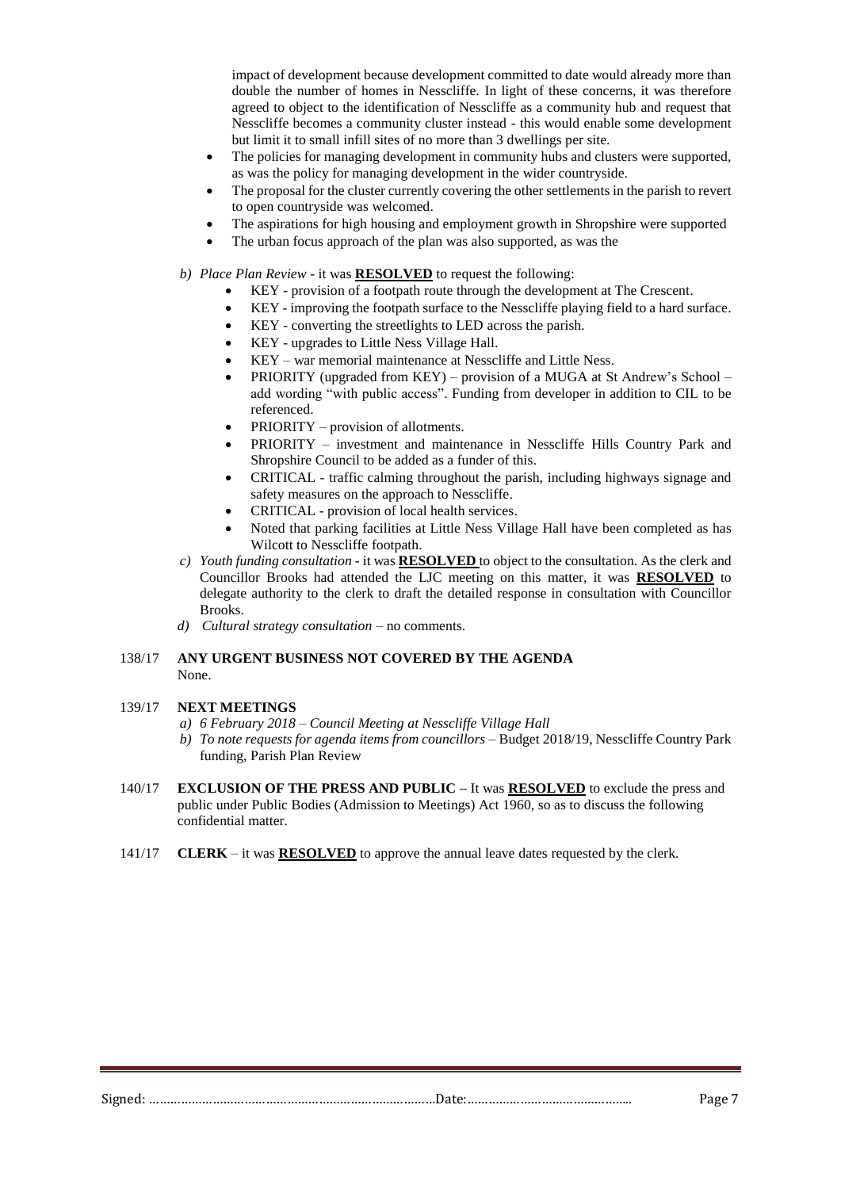impact of development because development committed to date would already more than double the number of homes in Nesscliffe. In light of these concerns, it was therefore agreed to object to the identification of Nesscliffe as a community hub and request that Nesscliffe becomes a community cluster instead - this would enable some development but limit it to small infill sites of no more than 3 dwellings per site.

- The policies for managing development in community hubs and clusters were supported, as was the policy for managing development in the wider countryside.
- The proposal for the cluster currently covering the other settlements in the parish to revert to open countryside was welcomed.
- The aspirations for high housing and employment growth in Shropshire were supported
- The urban focus approach of the plan was also supported, as was the

*b) Place Plan Review* - it was **RESOLVED** to request the following:

- KEY - provision of a footpath route through the development at The Crescent.
- KEY - improving the footpath surface to the Nesscliffe playing field to a hard surface.
- KEY - converting the streetlights to LED across the parish.
- KEY - upgrades to Little Ness Village Hall.
- KEY – war memorial maintenance at Nesscliffe and Little Ness.
- PRIORITY (upgraded from KEY) – provision of a MUGA at St Andrew's School – add wording "with public access". Funding from developer in addition to CIL to be referenced.
- PRIORITY – provision of allotments.
- PRIORITY – investment and maintenance in Nesscliffe Hills Country Park and Shropshire Council to be added as a funder of this.
- CRITICAL - traffic calming throughout the parish, including highways signage and safety measures on the approach to Nesscliffe.
- CRITICAL - provision of local health services.
- Noted that parking facilities at Little Ness Village Hall have been completed as has Wilcott to Nesscliffe footpath.

*c) Youth funding consultation* - it was **RESOLVED** to object to the consultation. As the clerk and Councillor Brooks had attended the LJC meeting on this matter, it was **RESOLVED** to delegate authority to the clerk to draft the detailed response in consultation with Councillor Brooks.

*d) Cultural strategy consultation* – no comments.

**138/17 ANY URGENT BUSINESS NOT COVERED BY THE AGENDA**

None.

**139/17 NEXT MEETINGS**

*a) 6 February 2018 – Council Meeting at Nesscliffe Village Hall*

*b) To note requests for agenda items from councillors* – Budget 2018/19, Nesscliffe Country Park funding, Parish Plan Review

**140/17 EXCLUSION OF THE PRESS AND PUBLIC –** It was **RESOLVED** to exclude the press and public under Public Bodies (Admission to Meetings) Act 1960, so as to discuss the following confidential matter.

**141/17 CLERK** – it was **RESOLVED** to approve the annual leave dates requested by the clerk.

Signed: ………………………………………………………………………Date:……………………………………..